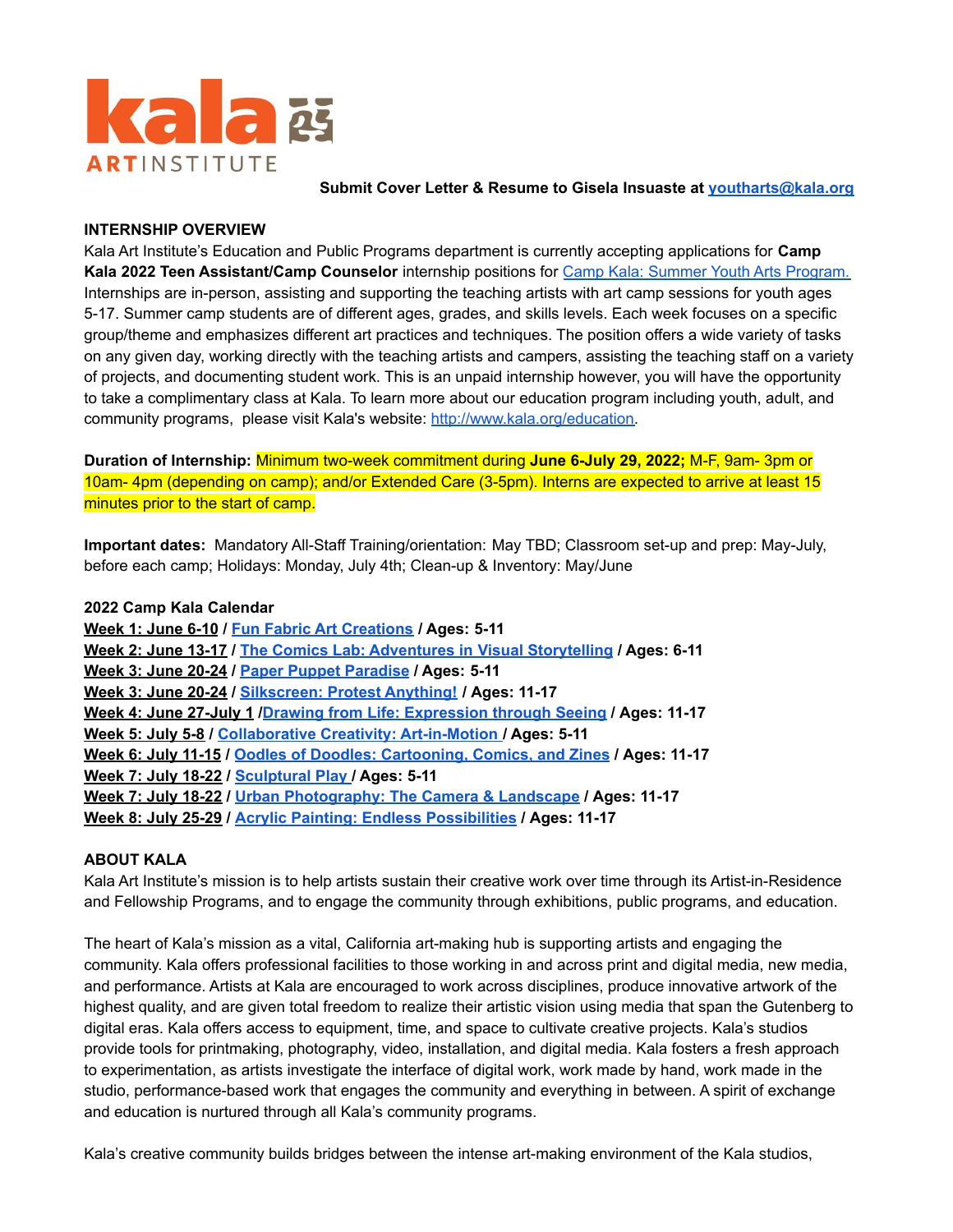**Submit Cover Letter & Resume to Gisela Insuaste at youtharts@kala.org**

**INTERNSHIP OVERVIEW**

Kala Art Institute's Education and Public Programs department is currently accepting applications for **Camp Kala 2022 Teen Assistant/Camp Counselor** internship positions for Camp Kala: Summer Youth Arts Program. Internships are in-person, assisting and supporting the teaching artists with art camp sessions for youth ages 5-17. Summer camp students are of different ages, grades, and skills levels. Each week focuses on a specific group/theme and emphasizes different art practices and techniques. The position offers a wide variety of tasks on any given day, working directly with the teaching artists and campers, assisting the teaching staff on a variety of projects, and documenting student work. This is an unpaid internship however, you will have the opportunity to take a complimentary class at Kala. To learn more about our education program including youth, adult, and community programs, please visit Kala's website: http://www.kala.org/education.

**Duration of Internship:** Minimum two-week commitment during **June 6-July 29, 2022;** M-F, 9am- 3pm or 10am- 4pm (depending on camp); and/or Extended Care (3-5pm). Interns are expected to arrive at least 15 minutes prior to the start of camp.

**Important dates:** Mandatory All-Staff Training/orientation: May TBD; Classroom set-up and prep: May-July, before each camp; Holidays: Monday, July 4th; Clean-up & Inventory: May/June

**2022 Camp Kala Calendar**

**Week 1: June 6-10 / Fun Fabric Art Creations / Ages: 5-11**
**Week 2: June 13-17 / The Comics Lab: Adventures in Visual Storytelling / Ages: 6-11**
**Week 3: June 20-24 / Paper Puppet Paradise / Ages: 5-11**
**Week 3: June 20-24 / Silkscreen: Protest Anything! / Ages: 11-17**
**Week 4: June 27-July 1 /Drawing from Life: Expression through Seeing / Ages: 11-17**
**Week 5: July 5-8 / Collaborative Creativity: Art-in-Motion / Ages: 5-11**
**Week 6: July 11-15 / Oodles of Doodles: Cartooning, Comics, and Zines / Ages: 11-17**
**Week 7: July 18-22 / Sculptural Play / Ages: 5-11**
**Week 7: July 18-22 / Urban Photography: The Camera & Landscape / Ages: 11-17**
**Week 8: July 25-29 / Acrylic Painting: Endless Possibilities / Ages: 11-17**

**ABOUT KALA**

Kala Art Institute's mission is to help artists sustain their creative work over time through its Artist-in-Residence and Fellowship Programs, and to engage the community through exhibitions, public programs, and education.

The heart of Kala's mission as a vital, California art-making hub is supporting artists and engaging the community. Kala offers professional facilities to those working in and across print and digital media, new media, and performance. Artists at Kala are encouraged to work across disciplines, produce innovative artwork of the highest quality, and are given total freedom to realize their artistic vision using media that span the Gutenberg to digital eras. Kala offers access to equipment, time, and space to cultivate creative projects. Kala's studios provide tools for printmaking, photography, video, installation, and digital media. Kala fosters a fresh approach to experimentation, as artists investigate the interface of digital work, work made by hand, work made in the studio, performance-based work that engages the community and everything in between. A spirit of exchange and education is nurtured through all Kala's community programs.

Kala's creative community builds bridges between the intense art-making environment of the Kala studios,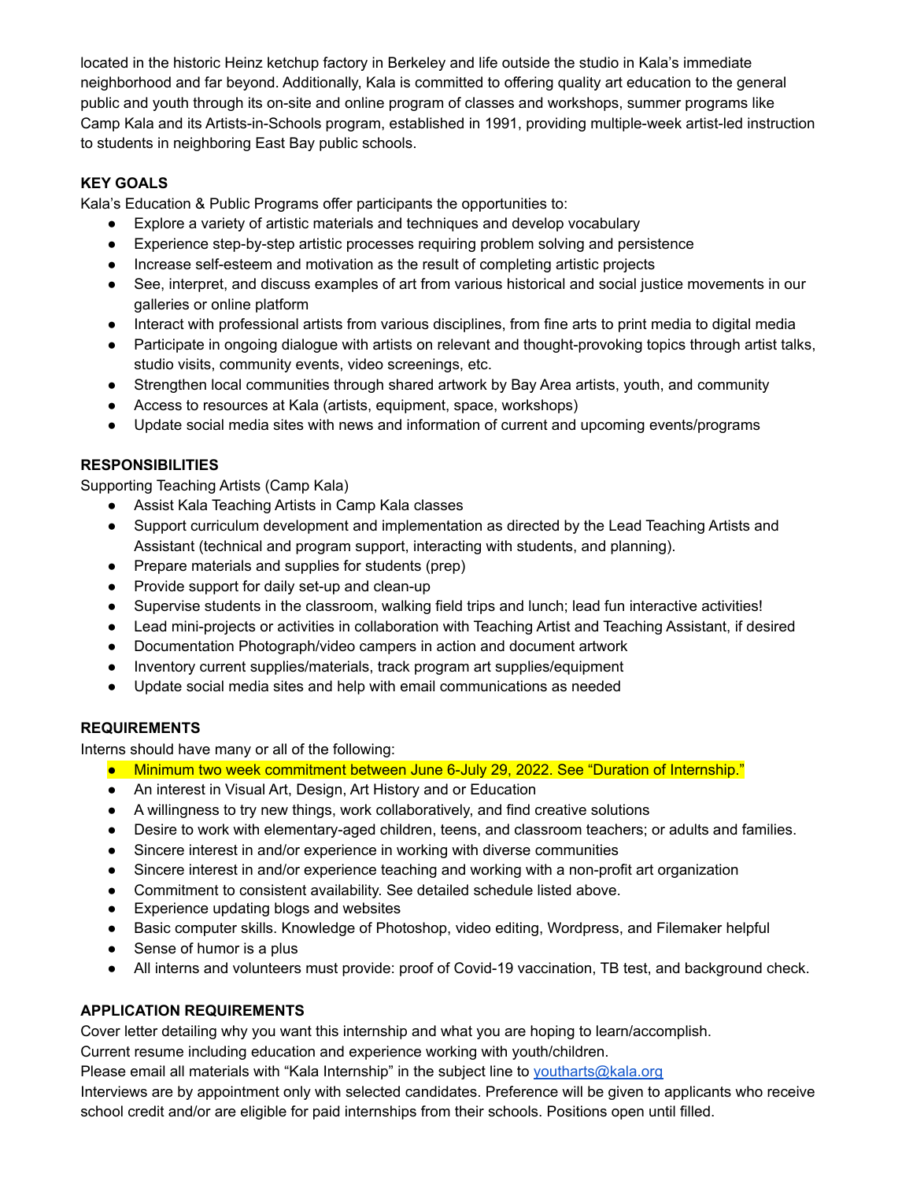located in the historic Heinz ketchup factory in Berkeley and life outside the studio in Kala's immediate neighborhood and far beyond. Additionally, Kala is committed to offering quality art education to the general public and youth through its on-site and online program of classes and workshops, summer programs like Camp Kala and its Artists-in-Schools program, established in 1991, providing multiple-week artist-led instruction to students in neighboring East Bay public schools.

**KEY GOALS**

Kala's Education & Public Programs offer participants the opportunities to:

- Explore a variety of artistic materials and techniques and develop vocabulary
- Experience step-by-step artistic processes requiring problem solving and persistence
- Increase self-esteem and motivation as the result of completing artistic projects
- See, interpret, and discuss examples of art from various historical and social justice movements in our galleries or online platform
- Interact with professional artists from various disciplines, from fine arts to print media to digital media
- Participate in ongoing dialogue with artists on relevant and thought-provoking topics through artist talks, studio visits, community events, video screenings, etc.
- Strengthen local communities through shared artwork by Bay Area artists, youth, and community
- Access to resources at Kala (artists, equipment, space, workshops)
- Update social media sites with news and information of current and upcoming events/programs

**RESPONSIBILITIES**

Supporting Teaching Artists (Camp Kala)

- Assist Kala Teaching Artists in Camp Kala classes
- Support curriculum development and implementation as directed by the Lead Teaching Artists and Assistant (technical and program support, interacting with students, and planning).
- Prepare materials and supplies for students (prep)
- Provide support for daily set-up and clean-up
- Supervise students in the classroom, walking field trips and lunch; lead fun interactive activities!
- Lead mini-projects or activities in collaboration with Teaching Artist and Teaching Assistant, if desired
- Documentation Photograph/video campers in action and document artwork
- Inventory current supplies/materials, track program art supplies/equipment
- Update social media sites and help with email communications as needed

**REQUIREMENTS**

Interns should have many or all of the following:

- Minimum two week commitment between June 6-July 29, 2022. See "Duration of Internship."
- An interest in Visual Art, Design, Art History and or Education
- A willingness to try new things, work collaboratively, and find creative solutions
- Desire to work with elementary-aged children, teens, and classroom teachers; or adults and families.
- Sincere interest in and/or experience in working with diverse communities
- Sincere interest in and/or experience teaching and working with a non-profit art organization
- Commitment to consistent availability. See detailed schedule listed above.
- Experience updating blogs and websites
- Basic computer skills. Knowledge of Photoshop, video editing, Wordpress, and Filemaker helpful
- Sense of humor is a plus
- All interns and volunteers must provide: proof of Covid-19 vaccination, TB test, and background check.

**APPLICATION REQUIREMENTS**

Cover letter detailing why you want this internship and what you are hoping to learn/accomplish.

Current resume including education and experience working with youth/children.

Please email all materials with "Kala Internship" in the subject line to youtharts@kala.org

Interviews are by appointment only with selected candidates. Preference will be given to applicants who receive school credit and/or are eligible for paid internships from their schools. Positions open until filled.